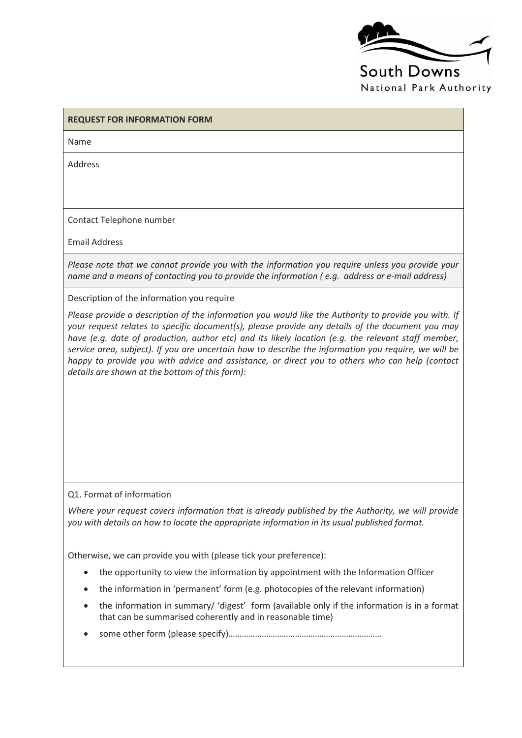South Downs
National Park Authority

**REQUEST FOR INFORMATION FORM**

Name

Address

Contact Telephone number

Email Address

*Please note that we cannot provide you with the information you require unless you provide your name and a means of contacting you to provide the information ( e.g. address or e-mail address)*

Description of the information you require

*Please provide a description of the information you would like the Authority to provide you with. If your request relates to specific document(s), please provide any details of the document you may have (e.g. date of production, author etc) and its likely location (e.g. the relevant staff member, service area, subject). If you are uncertain how to describe the information you require, we will be happy to provide you with advice and assistance, or direct you to others who can help (contact details are shown at the bottom of this form):*

Q1. Format of information

*Where your request covers information that is already published by the Authority, we will provide you with details on how to locate the appropriate information in its usual published format.*

Otherwise, we can provide you with (please tick your preference):

- the opportunity to view the information by appointment with the Information Officer
- the information in 'permanent' form (e.g. photocopies of the relevant information)
- the information in summary/ 'digest' form (available only if the information is in a format that can be summarised coherently and in reasonable time)
- some other form (please specify)……………………………………………………………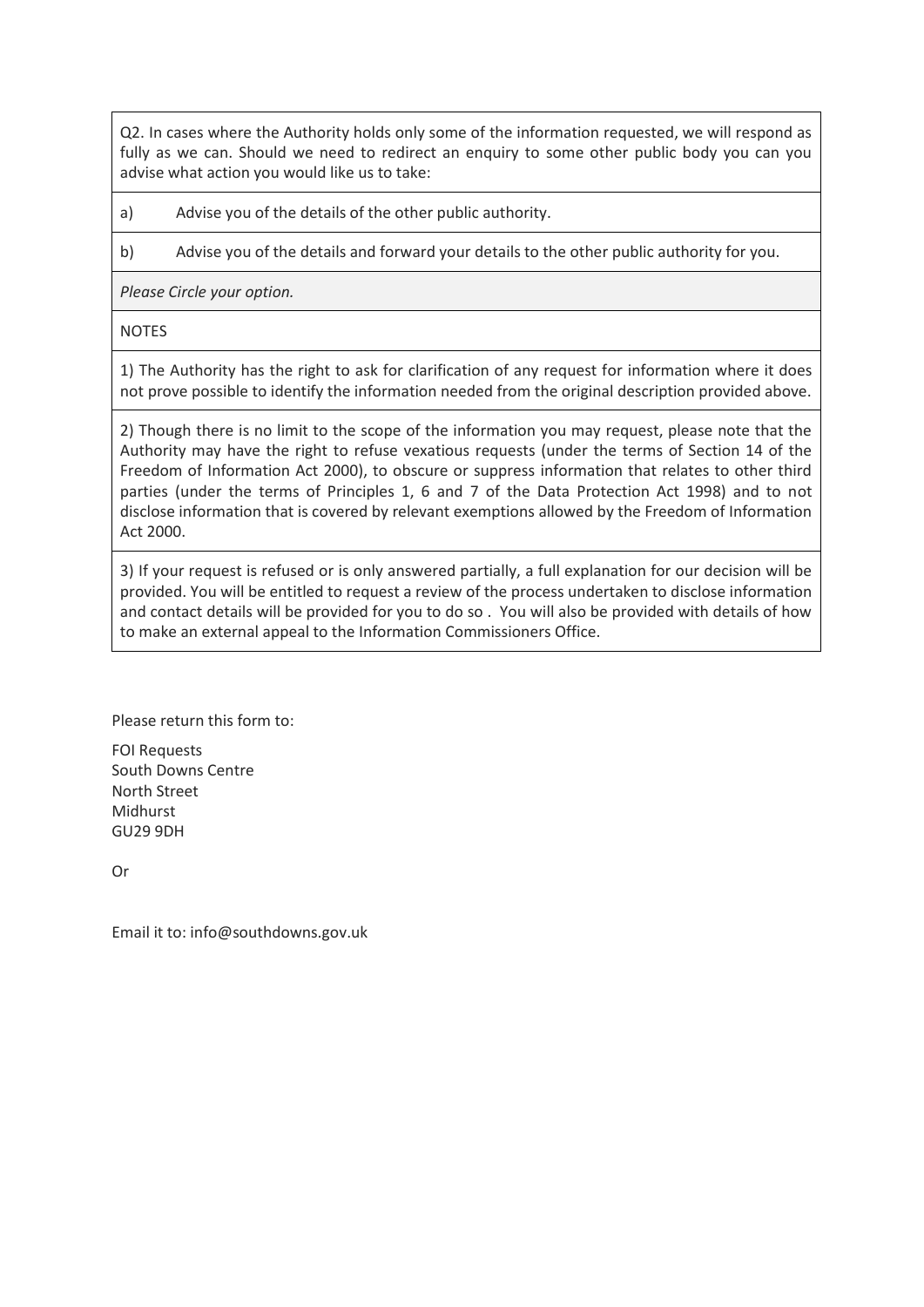Q2. In cases where the Authority holds only some of the information requested, we will respond as fully as we can. Should we need to redirect an enquiry to some other public body you can you advise what action you would like us to take:

a) Advise you of the details of the other public authority.

b) Advise you of the details and forward your details to the other public authority for you.

*Please Circle your option.*

NOTES

1) The Authority has the right to ask for clarification of any request for information where it does not prove possible to identify the information needed from the original description provided above.

2) Though there is no limit to the scope of the information you may request, please note that the Authority may have the right to refuse vexatious requests (under the terms of Section 14 of the Freedom of Information Act 2000), to obscure or suppress information that relates to other third parties (under the terms of Principles 1, 6 and 7 of the Data Protection Act 1998) and to not disclose information that is covered by relevant exemptions allowed by the Freedom of Information Act 2000.

3) If your request is refused or is only answered partially, a full explanation for our decision will be provided. You will be entitled to request a review of the process undertaken to disclose information and contact details will be provided for you to do so . You will also be provided with details of how to make an external appeal to the Information Commissioners Office.

Please return this form to:

FOI Requests
South Downs Centre
North Street
Midhurst
GU29 9DH

Or

Email it to: info@southdowns.gov.uk